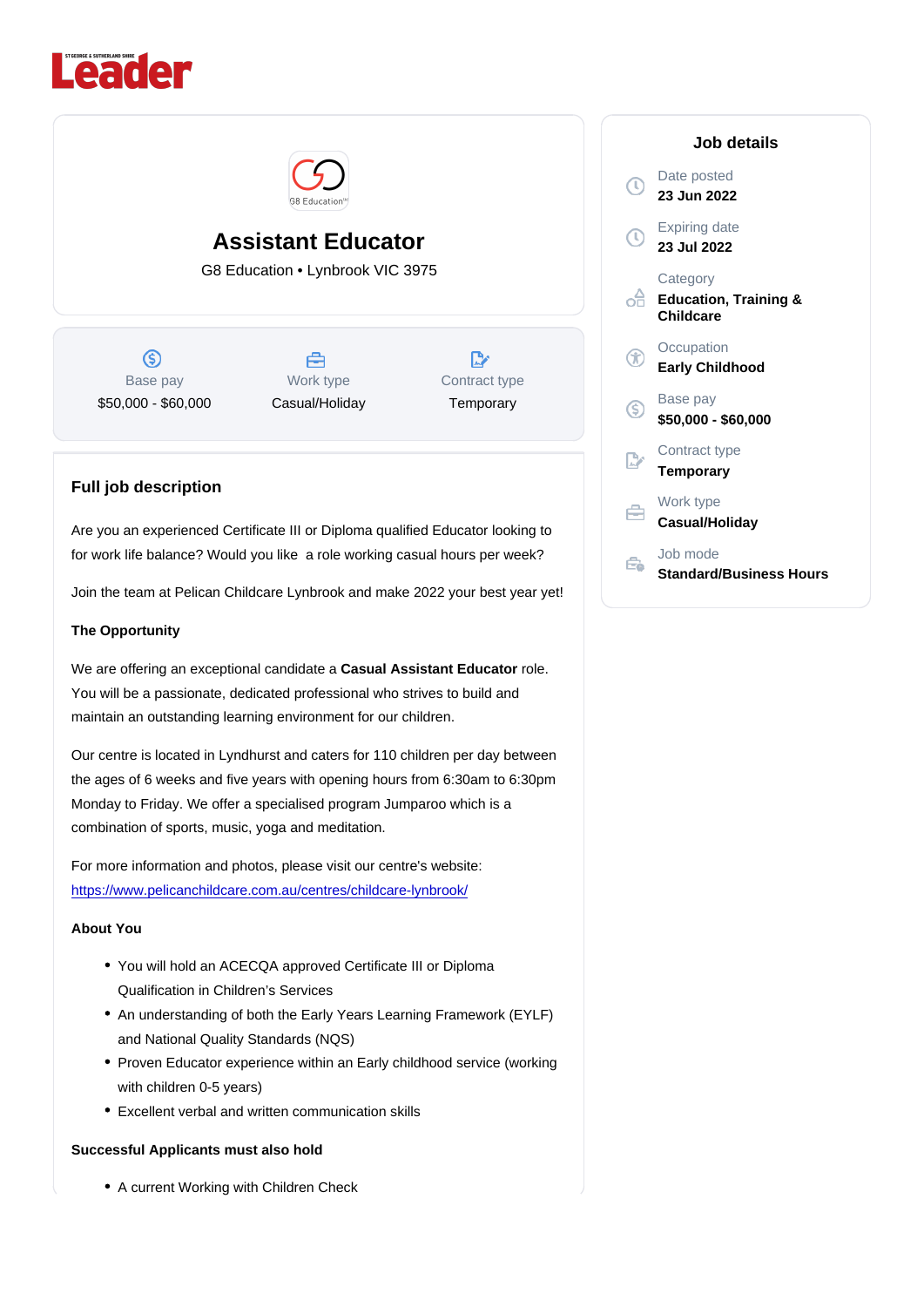# Assistant Educator

G8 Education • Lynbrook VIC 3975

| Base pay | Work type | Contract type |
|---|---|---|
| $50,000 - $60,000 | Casual/Holiday | Temporary |

## Job details

Date posted
**23 Jun 2022**

Expiring date
**23 Jul 2022**

Category
**Education, Training & Childcare**

Occupation
**Early Childhood**

Base pay
**$50,000 - $60,000**

Contract type
**Temporary**

Work type
**Casual/Holiday**

Job mode
**Standard/Business Hours**

## Full job description

Are you an experienced Certificate III or Diploma qualified Educator looking to for work life balance? Would you like  a role working casual hours per week?

Join the team at Pelican Childcare Lynbrook and make 2022 your best year yet!

**The Opportunity**

We are offering an exceptional candidate a **Casual Assistant Educator** role. You will be a passionate, dedicated professional who strives to build and maintain an outstanding learning environment for our children.

Our centre is located in Lyndhurst and caters for 110 children per day between the ages of 6 weeks and five years with opening hours from 6:30am to 6:30pm Monday to Friday. We offer a specialised program Jumparoo which is a combination of sports, music, yoga and meditation.

For more information and photos, please visit our centre's website: https://www.pelicanchildcare.com.au/centres/childcare-lynbrook/

**About You**

- You will hold an ACECQA approved Certificate III or Diploma Qualification in Children's Services
- An understanding of both the Early Years Learning Framework (EYLF) and National Quality Standards (NQS)
- Proven Educator experience within an Early childhood service (working with children 0-5 years)
- Excellent verbal and written communication skills

**Successful Applicants must also hold**

- A current Working with Children Check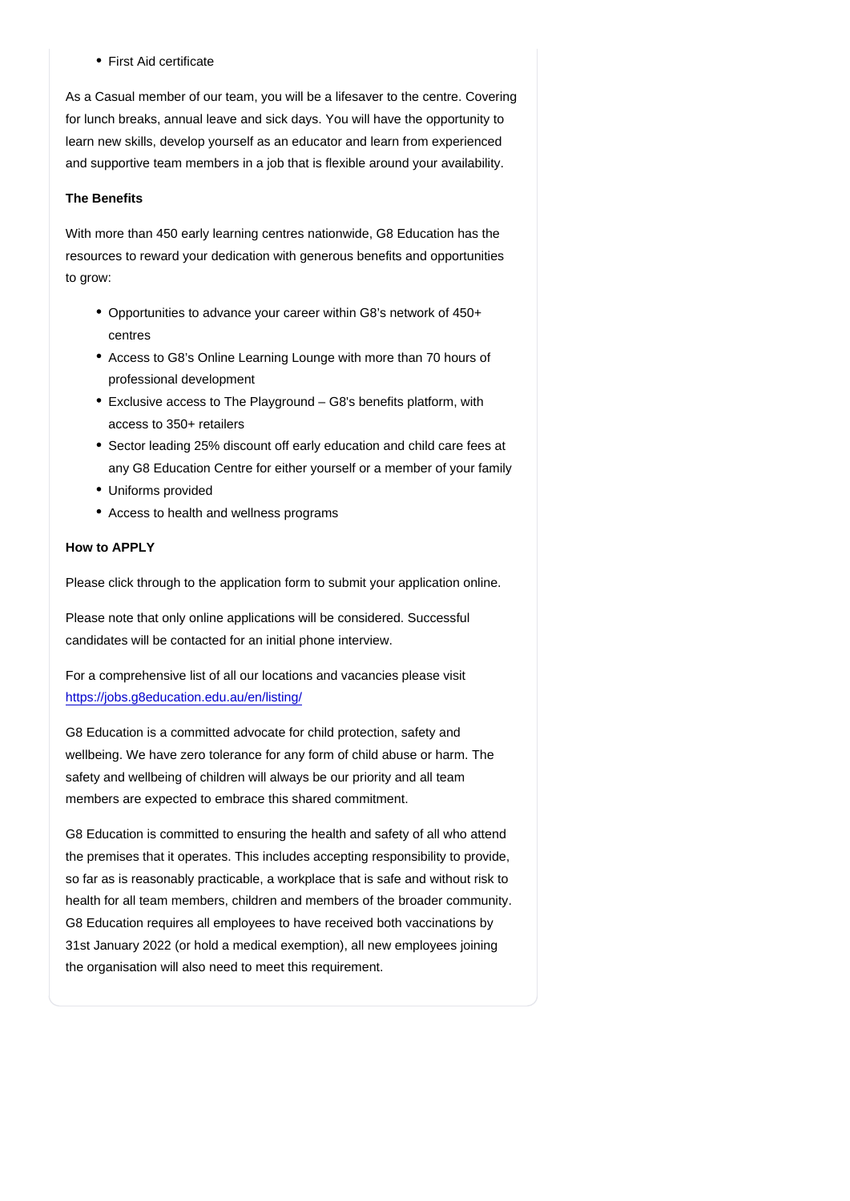- First Aid certificate

As a Casual member of our team, you will be a lifesaver to the centre. Covering for lunch breaks, annual leave and sick days. You will have the opportunity to learn new skills, develop yourself as an educator and learn from experienced and supportive team members in a job that is flexible around your availability.

**The Benefits**

With more than 450 early learning centres nationwide, G8 Education has the resources to reward your dedication with generous benefits and opportunities to grow:

- Opportunities to advance your career within G8's network of 450+ centres
- Access to G8's Online Learning Lounge with more than 70 hours of professional development
- Exclusive access to The Playground – G8's benefits platform, with access to 350+ retailers
- Sector leading 25% discount off early education and child care fees at any G8 Education Centre for either yourself or a member of your family
- Uniforms provided
- Access to health and wellness programs

**How to APPLY**

Please click through to the application form to submit your application online.

Please note that only online applications will be considered. Successful candidates will be contacted for an initial phone interview.

For a comprehensive list of all our locations and vacancies please visit https://jobs.g8education.edu.au/en/listing/

G8 Education is a committed advocate for child protection, safety and wellbeing. We have zero tolerance for any form of child abuse or harm. The safety and wellbeing of children will always be our priority and all team members are expected to embrace this shared commitment.

G8 Education is committed to ensuring the health and safety of all who attend the premises that it operates. This includes accepting responsibility to provide, so far as is reasonably practicable, a workplace that is safe and without risk to health for all team members, children and members of the broader community. G8 Education requires all employees to have received both vaccinations by 31st January 2022 (or hold a medical exemption), all new employees joining the organisation will also need to meet this requirement.